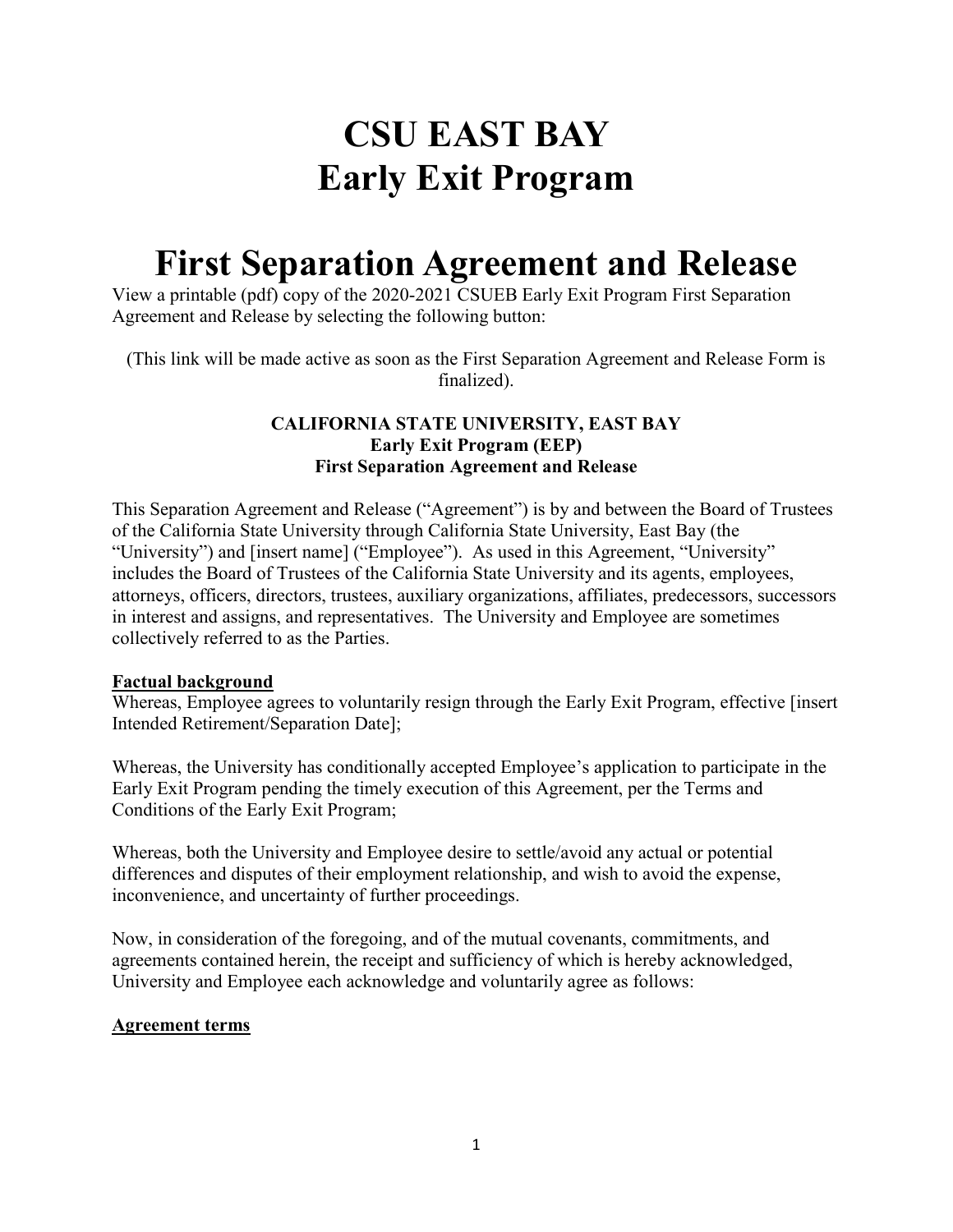# CSU EAST BAY
# Early Exit Program

# First Separation Agreement and Release

View a printable (pdf) copy of the 2020-2021 CSUEB Early Exit Program First Separation Agreement and Release by selecting the following button:

(This link will be made active as soon as the First Separation Agreement and Release Form is finalized).

**CALIFORNIA STATE UNIVERSITY, EAST BAY**
**Early Exit Program (EEP)**
**First Separation Agreement and Release**

This Separation Agreement and Release ("Agreement") is by and between the Board of Trustees of the California State University through California State University, East Bay (the "University") and [insert name] ("Employee"). As used in this Agreement, "University" includes the Board of Trustees of the California State University and its agents, employees, attorneys, officers, directors, trustees, auxiliary organizations, affiliates, predecessors, successors in interest and assigns, and representatives. The University and Employee are sometimes collectively referred to as the Parties.

**Factual background**

Whereas, Employee agrees to voluntarily resign through the Early Exit Program, effective [insert Intended Retirement/Separation Date];

Whereas, the University has conditionally accepted Employee's application to participate in the Early Exit Program pending the timely execution of this Agreement, per the Terms and Conditions of the Early Exit Program;

Whereas, both the University and Employee desire to settle/avoid any actual or potential differences and disputes of their employment relationship, and wish to avoid the expense, inconvenience, and uncertainty of further proceedings.

Now, in consideration of the foregoing, and of the mutual covenants, commitments, and agreements contained herein, the receipt and sufficiency of which is hereby acknowledged, University and Employee each acknowledge and voluntarily agree as follows:

**Agreement terms**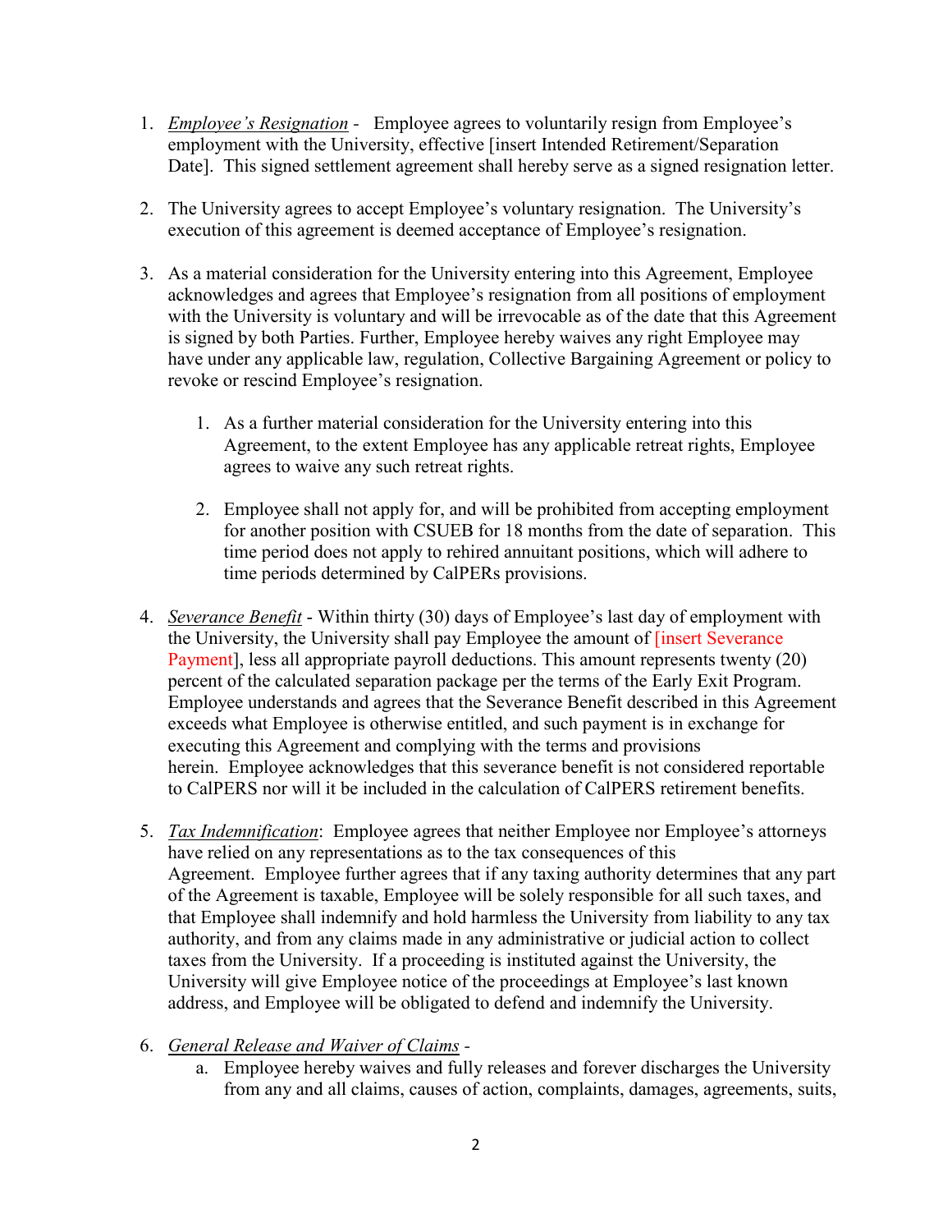1. *Employee's Resignation* - Employee agrees to voluntarily resign from Employee's employment with the University, effective [insert Intended Retirement/Separation Date]. This signed settlement agreement shall hereby serve as a signed resignation letter.

2. The University agrees to accept Employee's voluntary resignation. The University's execution of this agreement is deemed acceptance of Employee's resignation.

3. As a material consideration for the University entering into this Agreement, Employee acknowledges and agrees that Employee's resignation from all positions of employment with the University is voluntary and will be irrevocable as of the date that this Agreement is signed by both Parties. Further, Employee hereby waives any right Employee may have under any applicable law, regulation, Collective Bargaining Agreement or policy to revoke or rescind Employee's resignation.

    1. As a further material consideration for the University entering into this Agreement, to the extent Employee has any applicable retreat rights, Employee agrees to waive any such retreat rights.

    2. Employee shall not apply for, and will be prohibited from accepting employment for another position with CSUEB for 18 months from the date of separation. This time period does not apply to rehired annuitant positions, which will adhere to time periods determined by CalPERs provisions.

4. *Severance Benefit* - Within thirty (30) days of Employee's last day of employment with the University, the University shall pay Employee the amount of [insert Severance Payment], less all appropriate payroll deductions. This amount represents twenty (20) percent of the calculated separation package per the terms of the Early Exit Program. Employee understands and agrees that the Severance Benefit described in this Agreement exceeds what Employee is otherwise entitled, and such payment is in exchange for executing this Agreement and complying with the terms and provisions herein. Employee acknowledges that this severance benefit is not considered reportable to CalPERS nor will it be included in the calculation of CalPERS retirement benefits.

5. *Tax Indemnification*: Employee agrees that neither Employee nor Employee's attorneys have relied on any representations as to the tax consequences of this Agreement. Employee further agrees that if any taxing authority determines that any part of the Agreement is taxable, Employee will be solely responsible for all such taxes, and that Employee shall indemnify and hold harmless the University from liability to any tax authority, and from any claims made in any administrative or judicial action to collect taxes from the University. If a proceeding is instituted against the University, the University will give Employee notice of the proceedings at Employee's last known address, and Employee will be obligated to defend and indemnify the University.

6. *General Release and Waiver of Claims* -
    a. Employee hereby waives and fully releases and forever discharges the University from any and all claims, causes of action, complaints, damages, agreements, suits,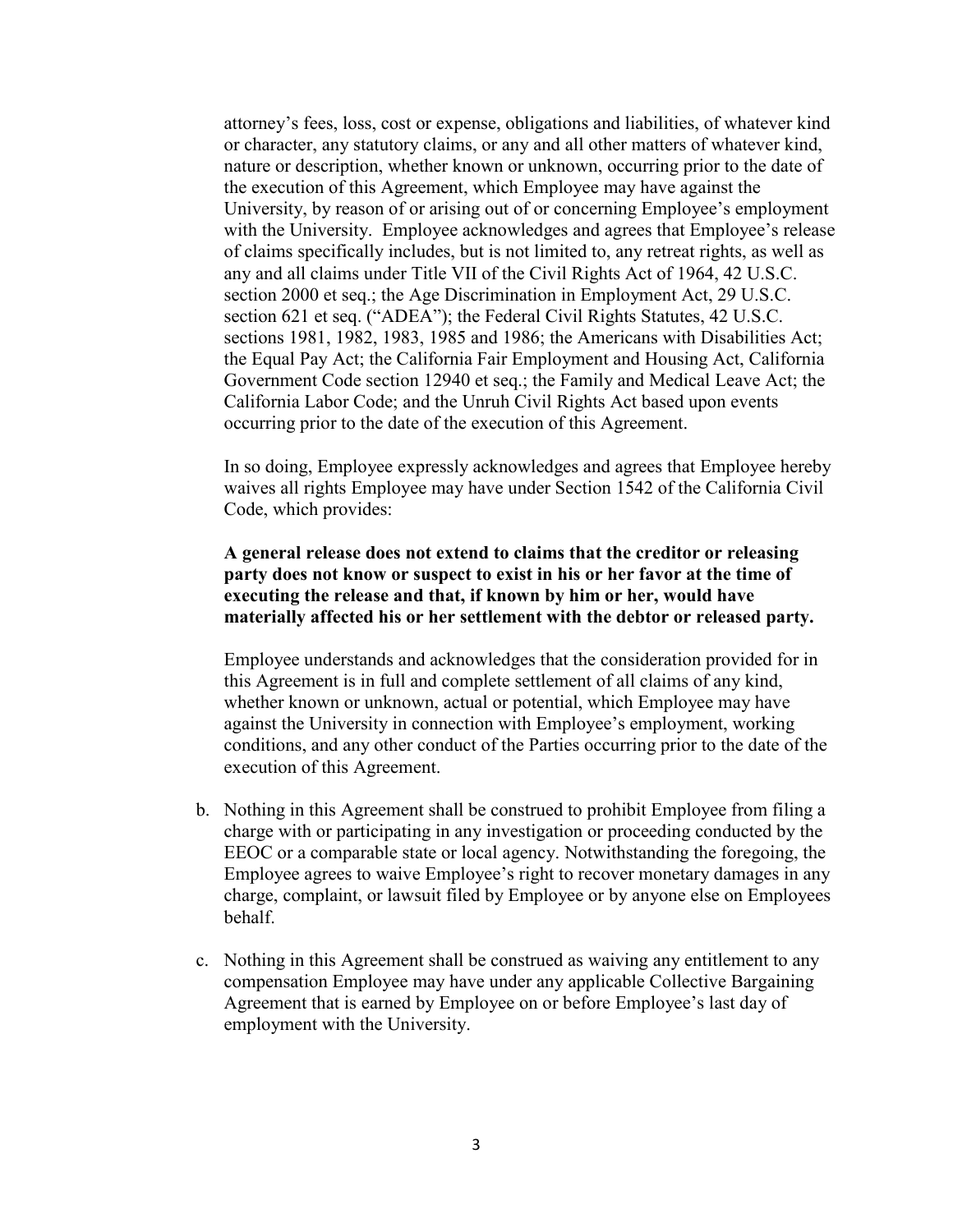attorney's fees, loss, cost or expense, obligations and liabilities, of whatever kind or character, any statutory claims, or any and all other matters of whatever kind, nature or description, whether known or unknown, occurring prior to the date of the execution of this Agreement, which Employee may have against the University, by reason of or arising out of or concerning Employee's employment with the University. Employee acknowledges and agrees that Employee's release of claims specifically includes, but is not limited to, any retreat rights, as well as any and all claims under Title VII of the Civil Rights Act of 1964, 42 U.S.C. section 2000 et seq.; the Age Discrimination in Employment Act, 29 U.S.C. section 621 et seq. ("ADEA"); the Federal Civil Rights Statutes, 42 U.S.C. sections 1981, 1982, 1983, 1985 and 1986; the Americans with Disabilities Act; the Equal Pay Act; the California Fair Employment and Housing Act, California Government Code section 12940 et seq.; the Family and Medical Leave Act; the California Labor Code; and the Unruh Civil Rights Act based upon events occurring prior to the date of the execution of this Agreement.

In so doing, Employee expressly acknowledges and agrees that Employee hereby waives all rights Employee may have under Section 1542 of the California Civil Code, which provides:

**A general release does not extend to claims that the creditor or releasing party does not know or suspect to exist in his or her favor at the time of executing the release and that, if known by him or her, would have materially affected his or her settlement with the debtor or released party.**

Employee understands and acknowledges that the consideration provided for in this Agreement is in full and complete settlement of all claims of any kind, whether known or unknown, actual or potential, which Employee may have against the University in connection with Employee's employment, working conditions, and any other conduct of the Parties occurring prior to the date of the execution of this Agreement.

b. Nothing in this Agreement shall be construed to prohibit Employee from filing a charge with or participating in any investigation or proceeding conducted by the EEOC or a comparable state or local agency. Notwithstanding the foregoing, the Employee agrees to waive Employee's right to recover monetary damages in any charge, complaint, or lawsuit filed by Employee or by anyone else on Employees behalf.

c. Nothing in this Agreement shall be construed as waiving any entitlement to any compensation Employee may have under any applicable Collective Bargaining Agreement that is earned by Employee on or before Employee's last day of employment with the University.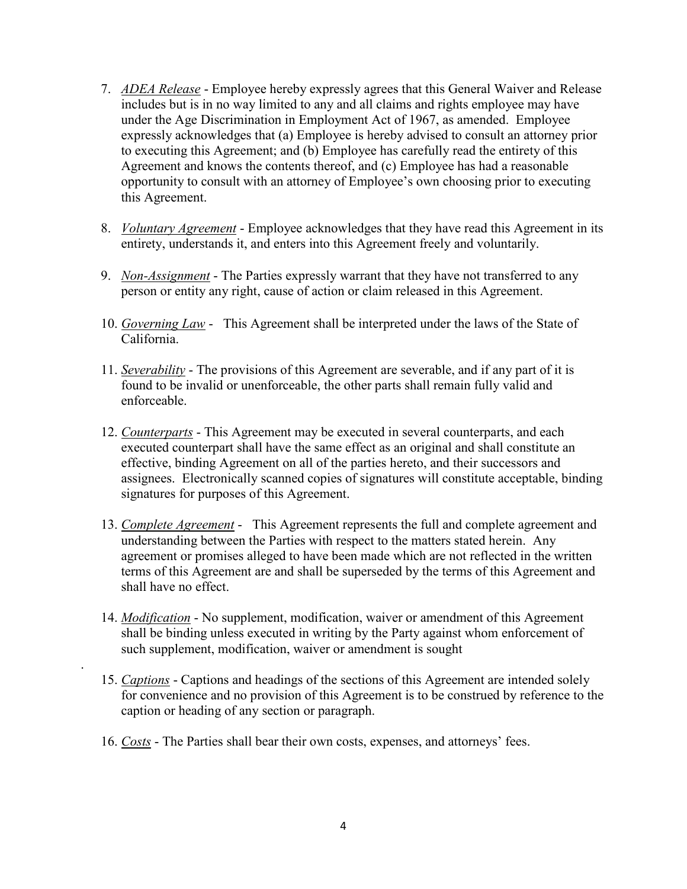7. *ADEA Release* - Employee hereby expressly agrees that this General Waiver and Release includes but is in no way limited to any and all claims and rights employee may have under the Age Discrimination in Employment Act of 1967, as amended. Employee expressly acknowledges that (a) Employee is hereby advised to consult an attorney prior to executing this Agreement; and (b) Employee has carefully read the entirety of this Agreement and knows the contents thereof, and (c) Employee has had a reasonable opportunity to consult with an attorney of Employee's own choosing prior to executing this Agreement.

8. *Voluntary Agreement* - Employee acknowledges that they have read this Agreement in its entirety, understands it, and enters into this Agreement freely and voluntarily.

9. *Non-Assignment* - The Parties expressly warrant that they have not transferred to any person or entity any right, cause of action or claim released in this Agreement.

10. *Governing Law* - This Agreement shall be interpreted under the laws of the State of California.

11. *Severability* - The provisions of this Agreement are severable, and if any part of it is found to be invalid or unenforceable, the other parts shall remain fully valid and enforceable.

12. *Counterparts* - This Agreement may be executed in several counterparts, and each executed counterpart shall have the same effect as an original and shall constitute an effective, binding Agreement on all of the parties hereto, and their successors and assignees. Electronically scanned copies of signatures will constitute acceptable, binding signatures for purposes of this Agreement.

13. *Complete Agreement* - This Agreement represents the full and complete agreement and understanding between the Parties with respect to the matters stated herein. Any agreement or promises alleged to have been made which are not reflected in the written terms of this Agreement are and shall be superseded by the terms of this Agreement and shall have no effect.

14. *Modification* - No supplement, modification, waiver or amendment of this Agreement shall be binding unless executed in writing by the Party against whom enforcement of such supplement, modification, waiver or amendment is sought

15. *Captions* - Captions and headings of the sections of this Agreement are intended solely for convenience and no provision of this Agreement is to be construed by reference to the caption or heading of any section or paragraph.

16. *Costs* - The Parties shall bear their own costs, expenses, and attorneys' fees.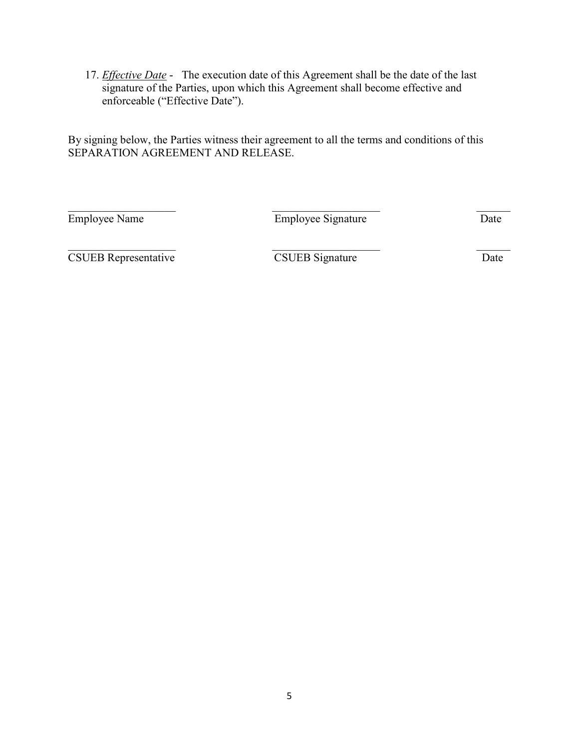17. *Effective Date* - The execution date of this Agreement shall be the date of the last signature of the Parties, upon which this Agreement shall become effective and enforceable ("Effective Date").

By signing below, the Parties witness their agreement to all the terms and conditions of this SEPARATION AGREEMENT AND RELEASE.

| | | |
|---|---|---|
| ____________________ | ____________________ | ______ |
| Employee Name | Employee Signature | Date |
| ____________________ | ____________________ | ______ |
| CSUEB Representative | CSUEB Signature | Date |